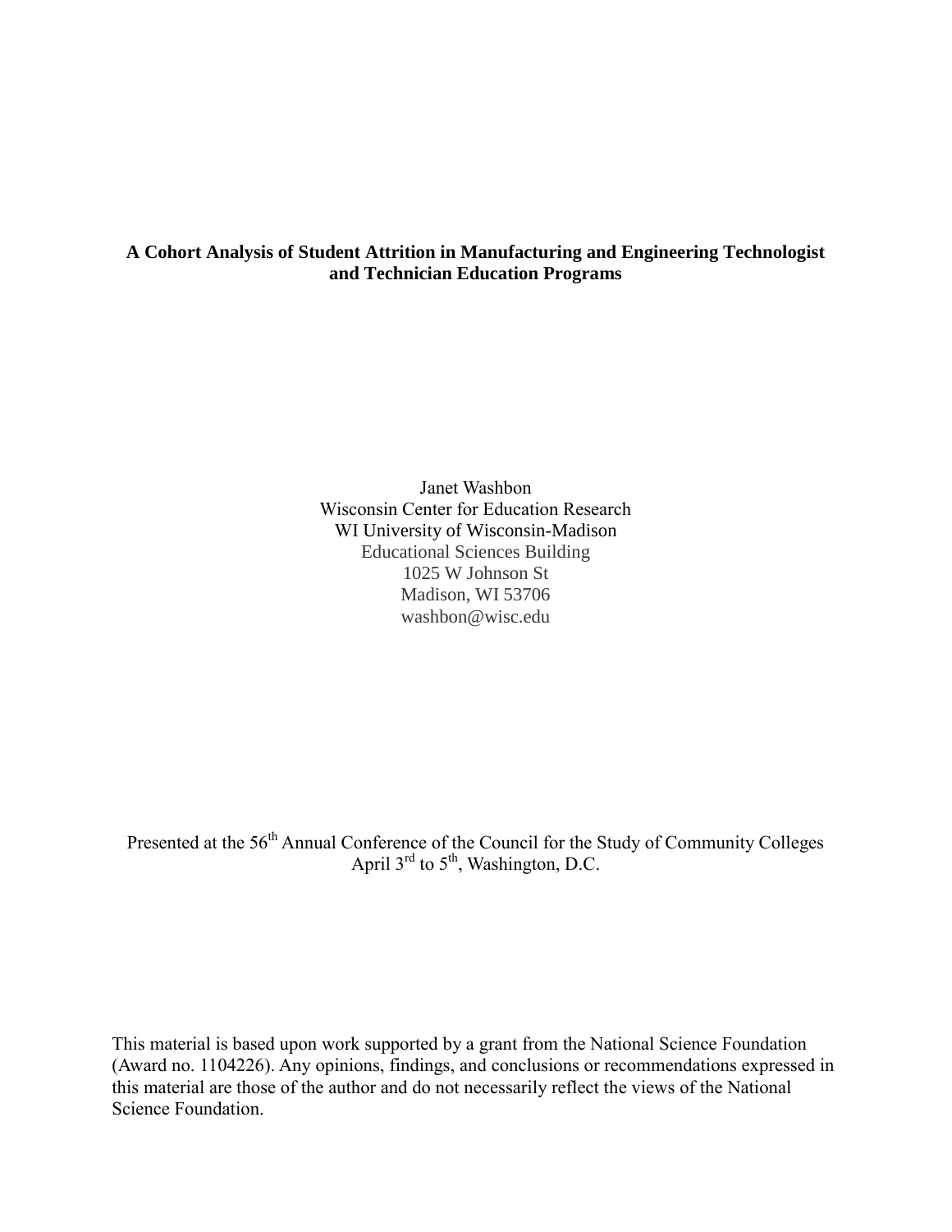**A Cohort Analysis of Student Attrition in Manufacturing and Engineering Technologist and Technician Education Programs**

Janet Washbon
Wisconsin Center for Education Research
WI University of Wisconsin-Madison
Educational Sciences Building
1025 W Johnson St
Madison, WI 53706
washbon@wisc.edu

Presented at the 56th Annual Conference of the Council for the Study of Community Colleges
April 3rd to 5th, Washington, D.C.

This material is based upon work supported by a grant from the National Science Foundation (Award no. 1104226). Any opinions, findings, and conclusions or recommendations expressed in this material are those of the author and do not necessarily reflect the views of the National Science Foundation.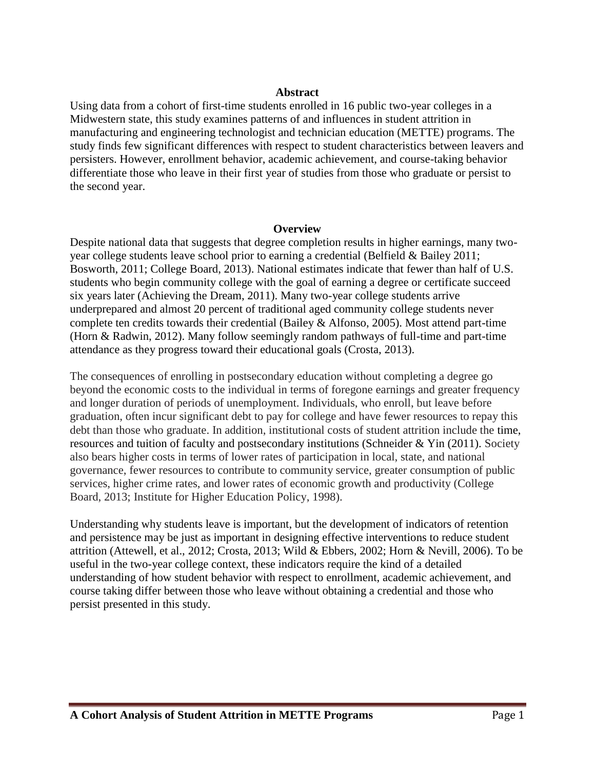## Abstract

Using data from a cohort of first-time students enrolled in 16 public two-year colleges in a Midwestern state, this study examines patterns of and influences in student attrition in manufacturing and engineering technologist and technician education (METTE) programs. The study finds few significant differences with respect to student characteristics between leavers and persisters. However, enrollment behavior, academic achievement, and course-taking behavior differentiate those who leave in their first year of studies from those who graduate or persist to the second year.

## Overview

Despite national data that suggests that degree completion results in higher earnings, many two-year college students leave school prior to earning a credential (Belfield & Bailey 2011; Bosworth, 2011; College Board, 2013). National estimates indicate that fewer than half of U.S. students who begin community college with the goal of earning a degree or certificate succeed six years later (Achieving the Dream, 2011). Many two-year college students arrive underprepared and almost 20 percent of traditional aged community college students never complete ten credits towards their credential (Bailey & Alfonso, 2005). Most attend part-time (Horn & Radwin, 2012). Many follow seemingly random pathways of full-time and part-time attendance as they progress toward their educational goals (Crosta, 2013).

The consequences of enrolling in postsecondary education without completing a degree go beyond the economic costs to the individual in terms of foregone earnings and greater frequency and longer duration of periods of unemployment. Individuals, who enroll, but leave before graduation, often incur significant debt to pay for college and have fewer resources to repay this debt than those who graduate. In addition, institutional costs of student attrition include the time, resources and tuition of faculty and postsecondary institutions (Schneider & Yin (2011). Society also bears higher costs in terms of lower rates of participation in local, state, and national governance, fewer resources to contribute to community service, greater consumption of public services, higher crime rates, and lower rates of economic growth and productivity (College Board, 2013; Institute for Higher Education Policy, 1998).

Understanding why students leave is important, but the development of indicators of retention and persistence may be just as important in designing effective interventions to reduce student attrition (Attewell, et al., 2012; Crosta, 2013; Wild & Ebbers, 2002; Horn & Nevill, 2006). To be useful in the two-year college context, these indicators require the kind of a detailed understanding of how student behavior with respect to enrollment, academic achievement, and course taking differ between those who leave without obtaining a credential and those who persist presented in this study.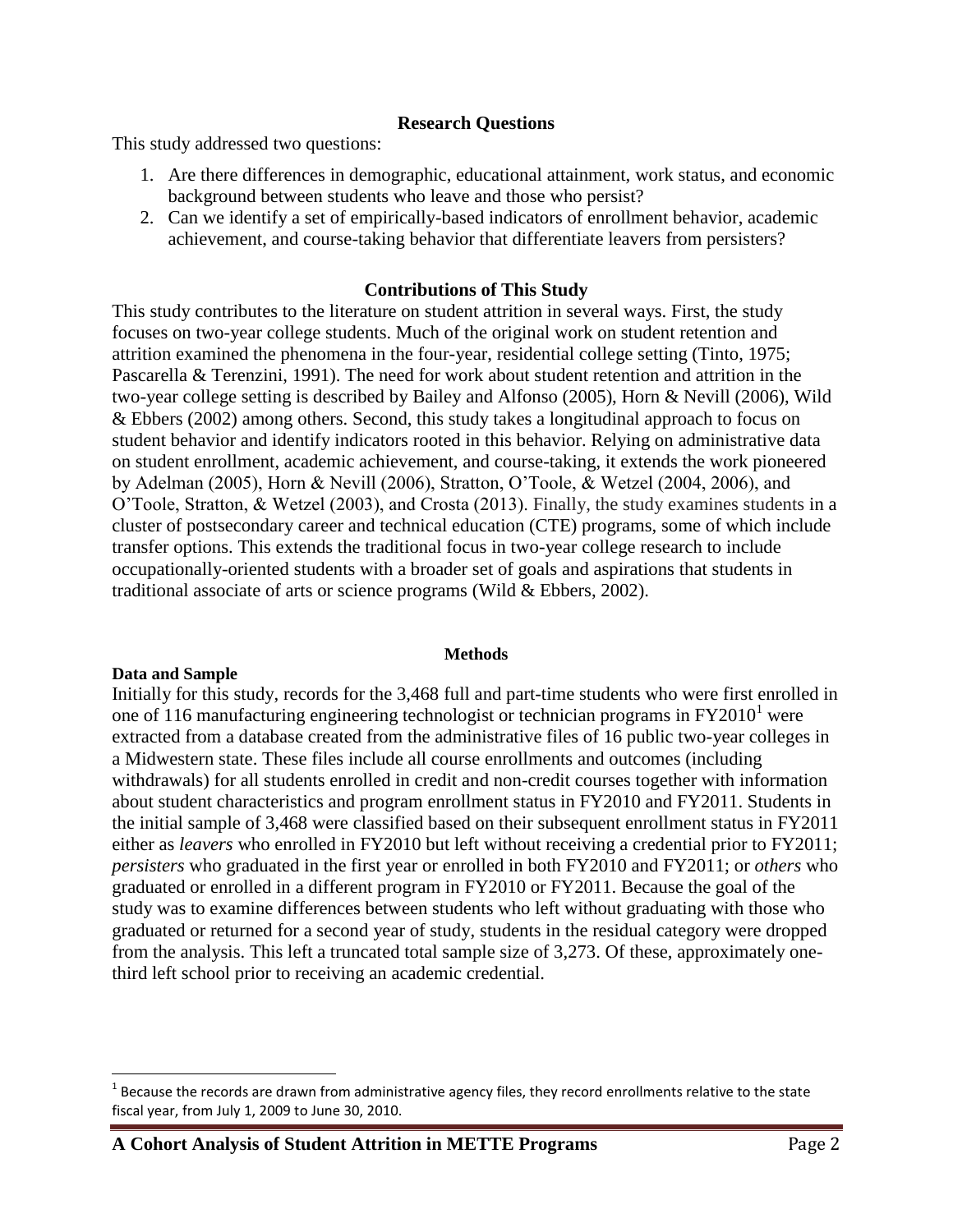## Research Questions

This study addressed two questions:

1. Are there differences in demographic, educational attainment, work status, and economic background between students who leave and those who persist?
2. Can we identify a set of empirically-based indicators of enrollment behavior, academic achievement, and course-taking behavior that differentiate leavers from persisters?

## Contributions of This Study

This study contributes to the literature on student attrition in several ways. First, the study focuses on two-year college students. Much of the original work on student retention and attrition examined the phenomena in the four-year, residential college setting (Tinto, 1975; Pascarella & Terenzini, 1991). The need for work about student retention and attrition in the two-year college setting is described by Bailey and Alfonso (2005), Horn & Nevill (2006), Wild & Ebbers (2002) among others. Second, this study takes a longitudinal approach to focus on student behavior and identify indicators rooted in this behavior. Relying on administrative data on student enrollment, academic achievement, and course-taking, it extends the work pioneered by Adelman (2005), Horn & Nevill (2006), Stratton, O'Toole, & Wetzel (2004, 2006), and O'Toole, Stratton, & Wetzel (2003), and Crosta (2013). Finally, the study examines students in a cluster of postsecondary career and technical education (CTE) programs, some of which include transfer options. This extends the traditional focus in two-year college research to include occupationally-oriented students with a broader set of goals and aspirations that students in traditional associate of arts or science programs (Wild & Ebbers, 2002).

## Methods

### Data and Sample

Initially for this study, records for the 3,468 full and part-time students who were first enrolled in one of 116 manufacturing engineering technologist or technician programs in FY2010[1] were extracted from a database created from the administrative files of 16 public two-year colleges in a Midwestern state. These files include all course enrollments and outcomes (including withdrawals) for all students enrolled in credit and non-credit courses together with information about student characteristics and program enrollment status in FY2010 and FY2011. Students in the initial sample of 3,468 were classified based on their subsequent enrollment status in FY2011 either as *leavers* who enrolled in FY2010 but left without receiving a credential prior to FY2011; *persisters* who graduated in the first year or enrolled in both FY2010 and FY2011; or *others* who graduated or enrolled in a different program in FY2010 or FY2011. Because the goal of the study was to examine differences between students who left without graduating with those who graduated or returned for a second year of study, students in the residual category were dropped from the analysis. This left a truncated total sample size of 3,273. Of these, approximately one-third left school prior to receiving an academic credential.

[1] Because the records are drawn from administrative agency files, they record enrollments relative to the state fiscal year, from July 1, 2009 to June 30, 2010.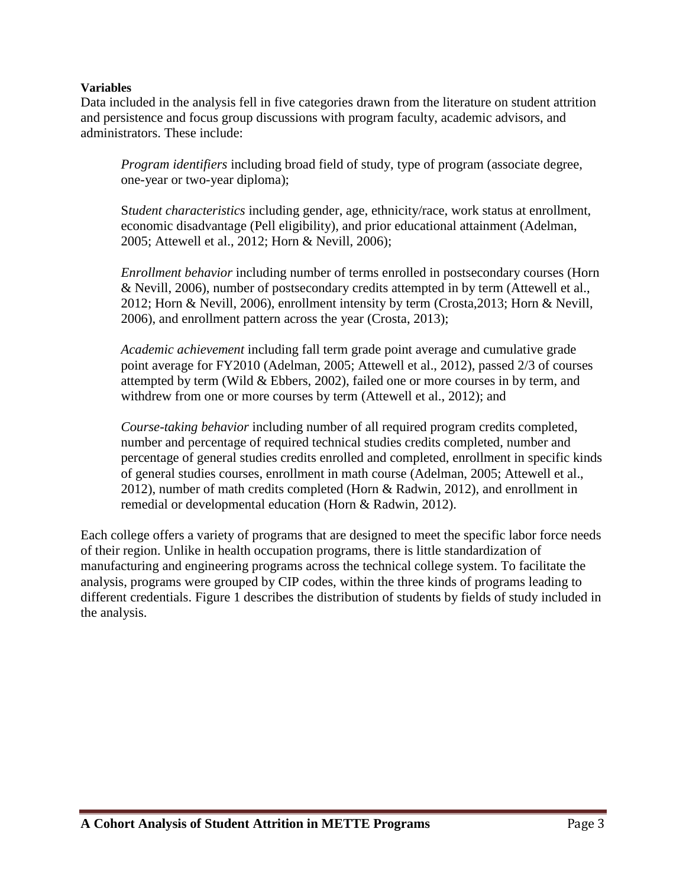**Variables**

Data included in the analysis fell in five categories drawn from the literature on student attrition and persistence and focus group discussions with program faculty, academic advisors, and administrators. These include:

> *Program identifiers* including broad field of study, type of program (associate degree, one-year or two-year diploma);
>
> S*tudent characteristics* including gender, age, ethnicity/race, work status at enrollment, economic disadvantage (Pell eligibility), and prior educational attainment (Adelman, 2005; Attewell et al., 2012; Horn & Nevill, 2006);
>
> *Enrollment behavior* including number of terms enrolled in postsecondary courses (Horn & Nevill, 2006), number of postsecondary credits attempted in by term (Attewell et al., 2012; Horn & Nevill, 2006), enrollment intensity by term (Crosta,2013; Horn & Nevill, 2006), and enrollment pattern across the year (Crosta, 2013);
>
> *Academic achievement* including fall term grade point average and cumulative grade point average for FY2010 (Adelman, 2005; Attewell et al., 2012), passed 2/3 of courses attempted by term (Wild & Ebbers, 2002), failed one or more courses in by term, and withdrew from one or more courses by term (Attewell et al., 2012); and
>
> *Course-taking behavior* including number of all required program credits completed, number and percentage of required technical studies credits completed, number and percentage of general studies credits enrolled and completed, enrollment in specific kinds of general studies courses, enrollment in math course (Adelman, 2005; Attewell et al., 2012), number of math credits completed (Horn & Radwin, 2012), and enrollment in remedial or developmental education (Horn & Radwin, 2012).

Each college offers a variety of programs that are designed to meet the specific labor force needs of their region. Unlike in health occupation programs, there is little standardization of manufacturing and engineering programs across the technical college system. To facilitate the analysis, programs were grouped by CIP codes, within the three kinds of programs leading to different credentials. Figure 1 describes the distribution of students by fields of study included in the analysis.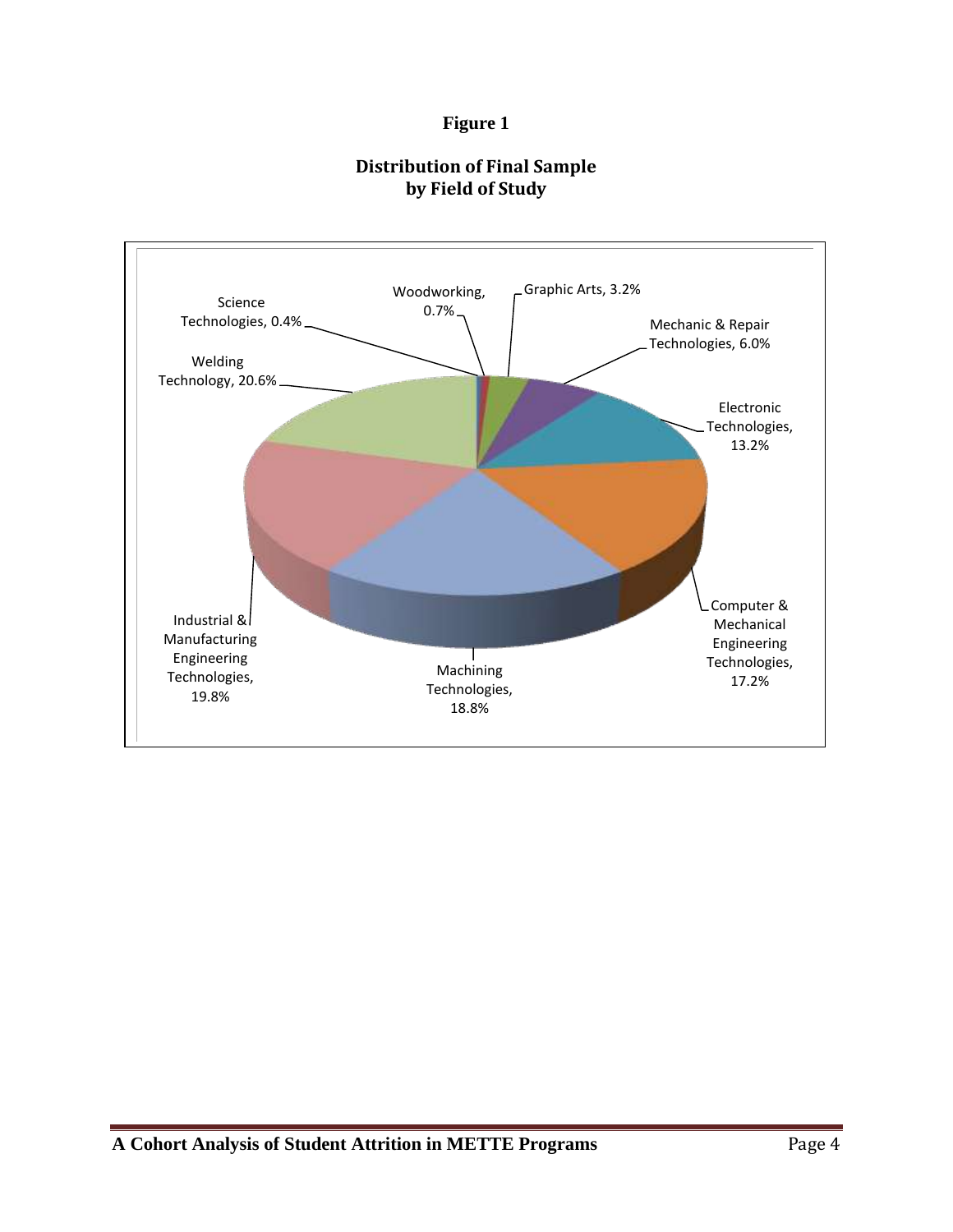**Figure 1**

**Distribution of Final Sample by Field of Study**

Science Technologies, 0.4%

Woodworking, 0.7%

Graphic Arts, 3.2%

Mechanic & Repair Technologies, 6.0%

Electronic Technologies, 13.2%

Computer & Mechanical Engineering Technologies, 17.2%

Machining Technologies, 18.8%

Industrial & Manufacturing Engineering Technologies, 19.8%

Welding Technology, 20.6%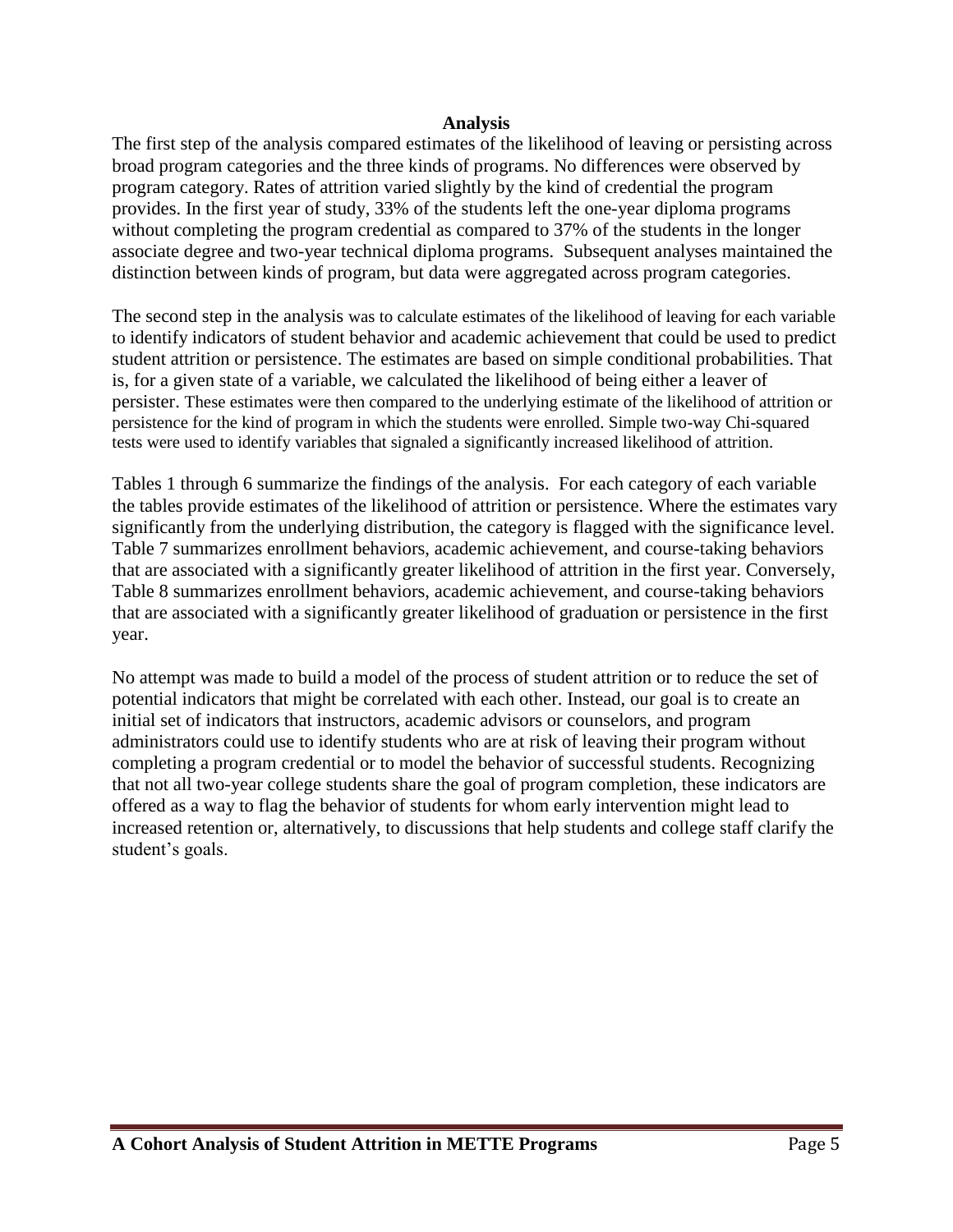## Analysis

The first step of the analysis compared estimates of the likelihood of leaving or persisting across broad program categories and the three kinds of programs. No differences were observed by program category. Rates of attrition varied slightly by the kind of credential the program provides. In the first year of study, 33% of the students left the one-year diploma programs without completing the program credential as compared to 37% of the students in the longer associate degree and two-year technical diploma programs. Subsequent analyses maintained the distinction between kinds of program, but data were aggregated across program categories.

The second step in the analysis was to calculate estimates of the likelihood of leaving for each variable to identify indicators of student behavior and academic achievement that could be used to predict student attrition or persistence. The estimates are based on simple conditional probabilities. That is, for a given state of a variable, we calculated the likelihood of being either a leaver of persister. These estimates were then compared to the underlying estimate of the likelihood of attrition or persistence for the kind of program in which the students were enrolled. Simple two-way Chi-squared tests were used to identify variables that signaled a significantly increased likelihood of attrition.

Tables 1 through 6 summarize the findings of the analysis. For each category of each variable the tables provide estimates of the likelihood of attrition or persistence. Where the estimates vary significantly from the underlying distribution, the category is flagged with the significance level. Table 7 summarizes enrollment behaviors, academic achievement, and course-taking behaviors that are associated with a significantly greater likelihood of attrition in the first year. Conversely, Table 8 summarizes enrollment behaviors, academic achievement, and course-taking behaviors that are associated with a significantly greater likelihood of graduation or persistence in the first year.

No attempt was made to build a model of the process of student attrition or to reduce the set of potential indicators that might be correlated with each other. Instead, our goal is to create an initial set of indicators that instructors, academic advisors or counselors, and program administrators could use to identify students who are at risk of leaving their program without completing a program credential or to model the behavior of successful students. Recognizing that not all two-year college students share the goal of program completion, these indicators are offered as a way to flag the behavior of students for whom early intervention might lead to increased retention or, alternatively, to discussions that help students and college staff clarify the student's goals.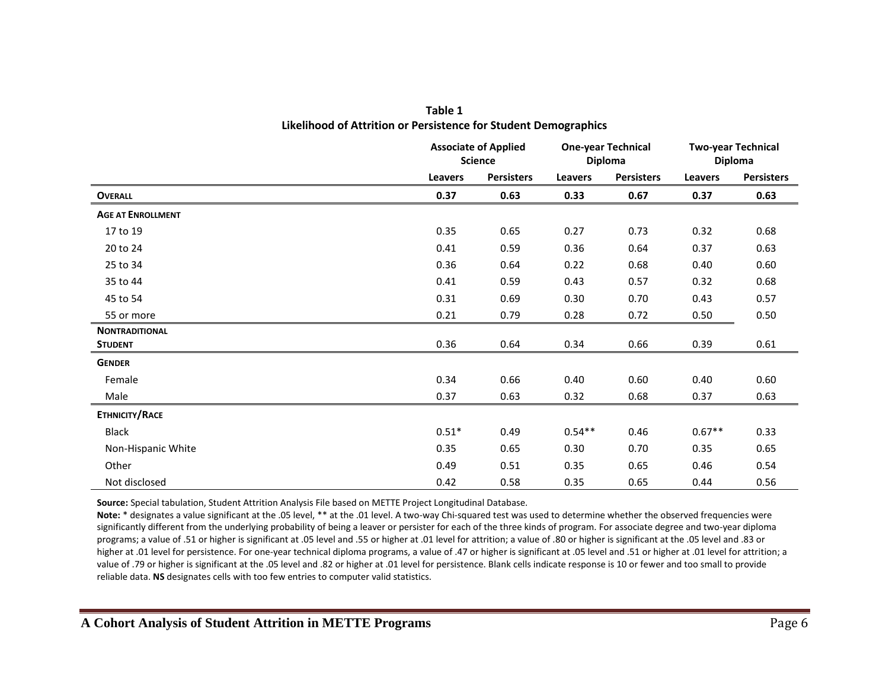**Table 1**
**Likelihood of Attrition or Persistence for Student Demographics**

| | Associate of Applied Science | | One-year Technical Diploma | | Two-year Technical Diploma | |
|---|---|---|---|---|---|---|
| | Leavers | Persisters | Leavers | Persisters | Leavers | Persisters |
| **OVERALL** | **0.37** | **0.63** | **0.33** | **0.67** | **0.37** | **0.63** |
| **AGE AT ENROLLMENT** | | | | | | |
| 17 to 19 | 0.35 | 0.65 | 0.27 | 0.73 | 0.32 | 0.68 |
| 20 to 24 | 0.41 | 0.59 | 0.36 | 0.64 | 0.37 | 0.63 |
| 25 to 34 | 0.36 | 0.64 | 0.22 | 0.68 | 0.40 | 0.60 |
| 35 to 44 | 0.41 | 0.59 | 0.43 | 0.57 | 0.32 | 0.68 |
| 45 to 54 | 0.31 | 0.69 | 0.30 | 0.70 | 0.43 | 0.57 |
| 55 or more | 0.21 | 0.79 | 0.28 | 0.72 | 0.50 | 0.50 |
| **NONTRADITIONAL STUDENT** | 0.36 | 0.64 | 0.34 | 0.66 | 0.39 | 0.61 |
| **GENDER** | | | | | | |
| Female | 0.34 | 0.66 | 0.40 | 0.60 | 0.40 | 0.60 |
| Male | 0.37 | 0.63 | 0.32 | 0.68 | 0.37 | 0.63 |
| **ETHNICITY/RACE** | | | | | | |
| Black | 0.51* | 0.49 | 0.54** | 0.46 | 0.67** | 0.33 |
| Non-Hispanic White | 0.35 | 0.65 | 0.30 | 0.70 | 0.35 | 0.65 |
| Other | 0.49 | 0.51 | 0.35 | 0.65 | 0.46 | 0.54 |
| Not disclosed | 0.42 | 0.58 | 0.35 | 0.65 | 0.44 | 0.56 |

**Source:** Special tabulation, Student Attrition Analysis File based on METTE Project Longitudinal Database.

**Note:** * designates a value significant at the .05 level, ** at the .01 level. A two-way Chi-squared test was used to determine whether the observed frequencies were significantly different from the underlying probability of being a leaver or persister for each of the three kinds of program. For associate degree and two-year diploma programs; a value of .51 or higher is significant at .05 level and .55 or higher at .01 level for attrition; a value of .80 or higher is significant at the .05 level and .83 or higher at .01 level for persistence. For one-year technical diploma programs, a value of .47 or higher is significant at .05 level and .51 or higher at .01 level for attrition; a value of .79 or higher is significant at the .05 level and .82 or higher at .01 level for persistence. Blank cells indicate response is 10 or fewer and too small to provide reliable data. **NS** designates cells with too few entries to computer valid statistics.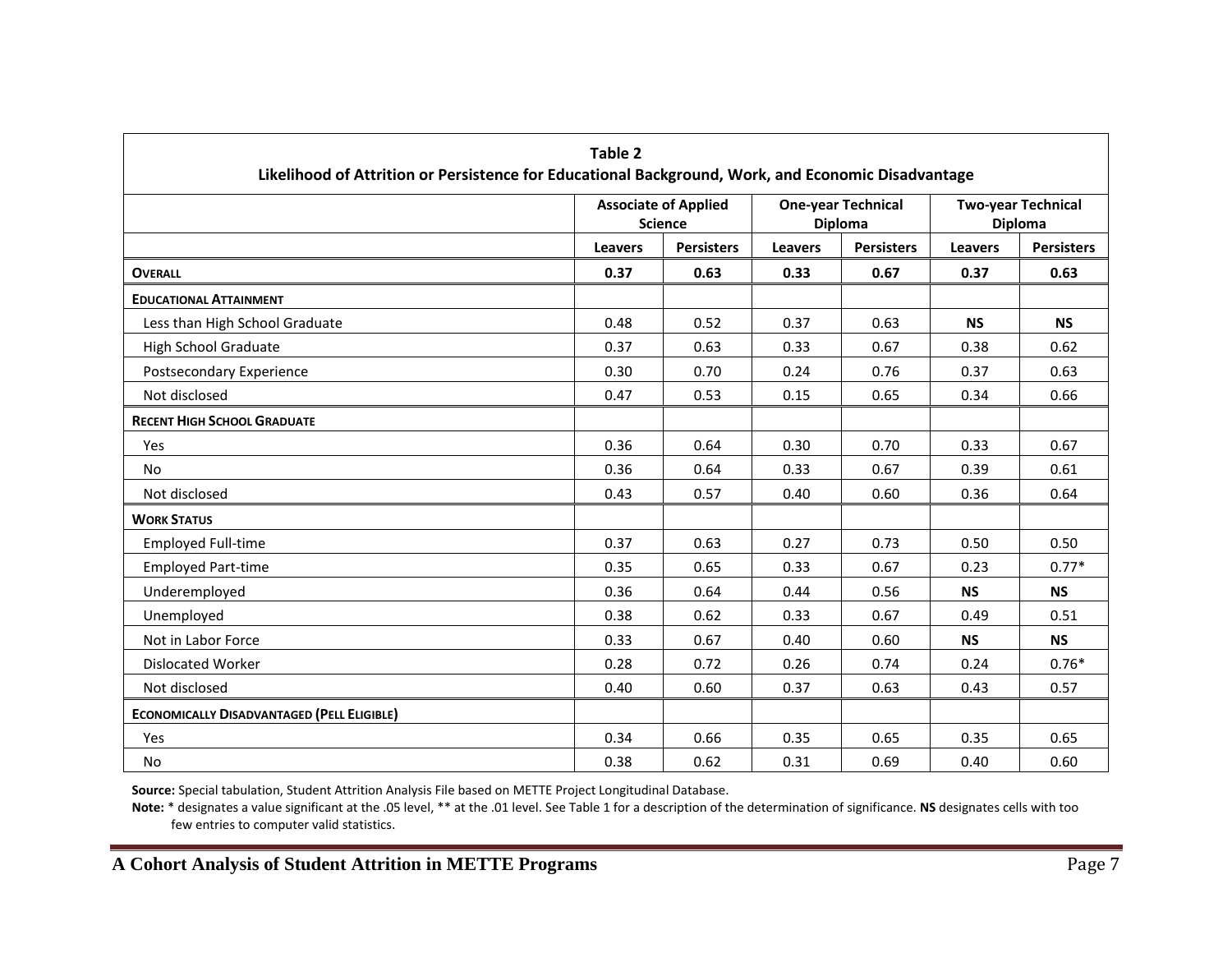**Table 2**
**Likelihood of Attrition or Persistence for Educational Background, Work, and Economic Disadvantage**

| | Associate of Applied Science | | One-year Technical Diploma | | Two-year Technical Diploma | |
|---|---|---|---|---|---|---|
| | **Leavers** | **Persisters** | **Leavers** | **Persisters** | **Leavers** | **Persisters** |
| **OVERALL** | **0.37** | **0.63** | **0.33** | **0.67** | **0.37** | **0.63** |
| **EDUCATIONAL ATTAINMENT** | | | | | | |
| Less than High School Graduate | 0.48 | 0.52 | 0.37 | 0.63 | **NS** | **NS** |
| High School Graduate | 0.37 | 0.63 | 0.33 | 0.67 | 0.38 | 0.62 |
| Postsecondary Experience | 0.30 | 0.70 | 0.24 | 0.76 | 0.37 | 0.63 |
| Not disclosed | 0.47 | 0.53 | 0.15 | 0.65 | 0.34 | 0.66 |
| **RECENT HIGH SCHOOL GRADUATE** | | | | | | |
| Yes | 0.36 | 0.64 | 0.30 | 0.70 | 0.33 | 0.67 |
| No | 0.36 | 0.64 | 0.33 | 0.67 | 0.39 | 0.61 |
| Not disclosed | 0.43 | 0.57 | 0.40 | 0.60 | 0.36 | 0.64 |
| **WORK STATUS** | | | | | | |
| Employed Full-time | 0.37 | 0.63 | 0.27 | 0.73 | 0.50 | 0.50 |
| Employed Part-time | 0.35 | 0.65 | 0.33 | 0.67 | 0.23 | 0.77* |
| Underemployed | 0.36 | 0.64 | 0.44 | 0.56 | **NS** | **NS** |
| Unemployed | 0.38 | 0.62 | 0.33 | 0.67 | 0.49 | 0.51 |
| Not in Labor Force | 0.33 | 0.67 | 0.40 | 0.60 | **NS** | **NS** |
| Dislocated Worker | 0.28 | 0.72 | 0.26 | 0.74 | 0.24 | 0.76* |
| Not disclosed | 0.40 | 0.60 | 0.37 | 0.63 | 0.43 | 0.57 |
| **ECONOMICALLY DISADVANTAGED (PELL ELIGIBLE)** | | | | | | |
| Yes | 0.34 | 0.66 | 0.35 | 0.65 | 0.35 | 0.65 |
| No | 0.38 | 0.62 | 0.31 | 0.69 | 0.40 | 0.60 |

**Source:** Special tabulation, Student Attrition Analysis File based on METTE Project Longitudinal Database.

**Note:** * designates a value significant at the .05 level, ** at the .01 level. See Table 1 for a description of the determination of significance. **NS** designates cells with too few entries to computer valid statistics.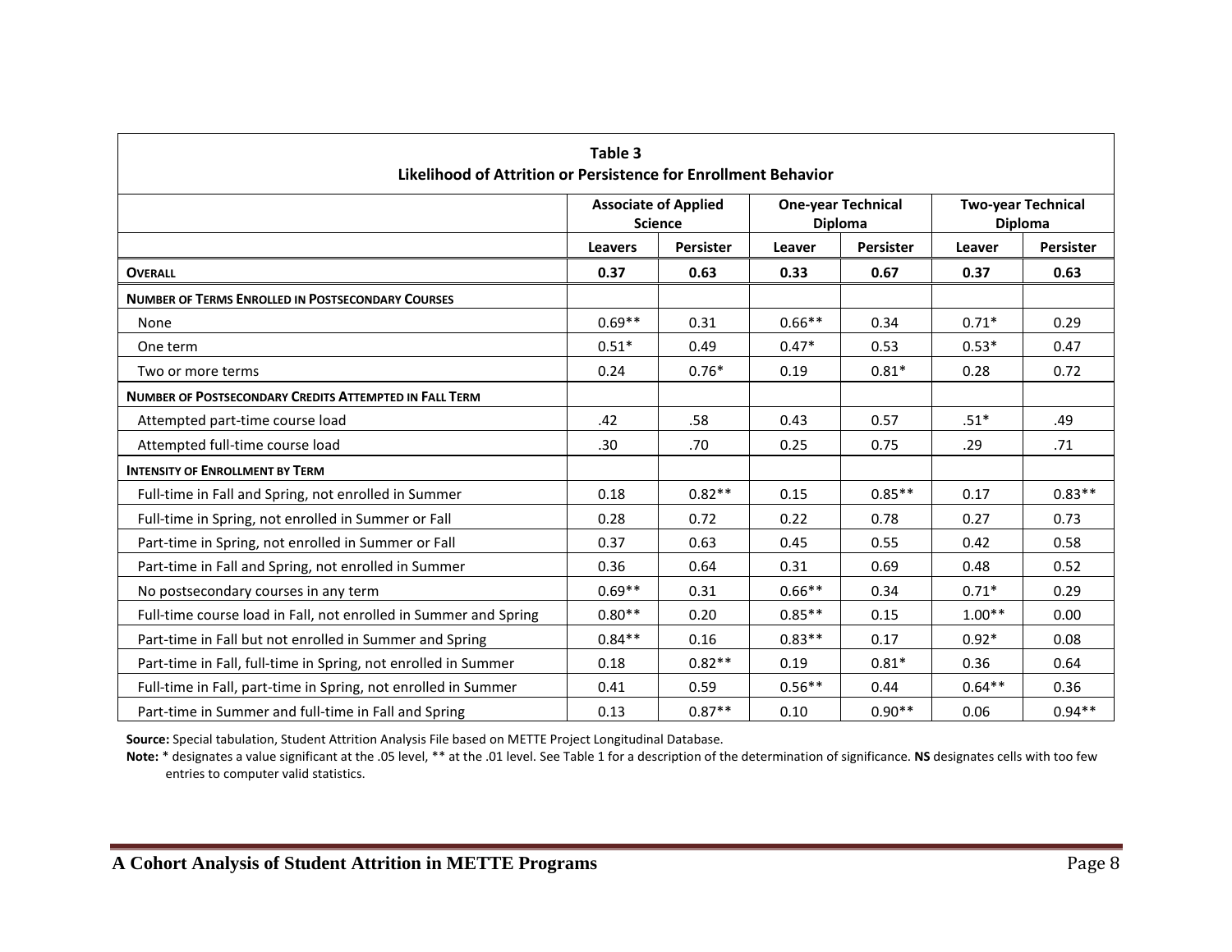| Table 3<br>Likelihood of Attrition or Persistence for Enrollment Behavior | | | | | | |
|---|---|---|---|---|---|---|
| | Associate of Applied Science | | One-year Technical Diploma | | Two-year Technical Diploma | |
| | **Leavers** | **Persister** | **Leaver** | **Persister** | **Leaver** | **Persister** |
| **OVERALL** | **0.37** | **0.63** | **0.33** | **0.67** | **0.37** | **0.63** |
| **NUMBER OF TERMS ENROLLED IN POSTSECONDARY COURSES** | | | | | | |
| None | 0.69** | 0.31 | 0.66** | 0.34 | 0.71* | 0.29 |
| One term | 0.51* | 0.49 | 0.47* | 0.53 | 0.53* | 0.47 |
| Two or more terms | 0.24 | 0.76* | 0.19 | 0.81* | 0.28 | 0.72 |
| **NUMBER OF POSTSECONDARY CREDITS ATTEMPTED IN FALL TERM** | | | | | | |
| Attempted part-time course load | .42 | .58 | 0.43 | 0.57 | .51* | .49 |
| Attempted full-time course load | .30 | .70 | 0.25 | 0.75 | .29 | .71 |
| **INTENSITY OF ENROLLMENT BY TERM** | | | | | | |
| Full-time in Fall and Spring, not enrolled in Summer | 0.18 | 0.82** | 0.15 | 0.85** | 0.17 | 0.83** |
| Full-time in Spring, not enrolled in Summer or Fall | 0.28 | 0.72 | 0.22 | 0.78 | 0.27 | 0.73 |
| Part-time in Spring, not enrolled in Summer or Fall | 0.37 | 0.63 | 0.45 | 0.55 | 0.42 | 0.58 |
| Part-time in Fall and Spring, not enrolled in Summer | 0.36 | 0.64 | 0.31 | 0.69 | 0.48 | 0.52 |
| No postsecondary courses in any term | 0.69** | 0.31 | 0.66** | 0.34 | 0.71* | 0.29 |
| Full-time course load in Fall, not enrolled in Summer and Spring | 0.80** | 0.20 | 0.85** | 0.15 | 1.00** | 0.00 |
| Part-time in Fall but not enrolled in Summer and Spring | 0.84** | 0.16 | 0.83** | 0.17 | 0.92* | 0.08 |
| Part-time in Fall, full-time in Spring, not enrolled in Summer | 0.18 | 0.82** | 0.19 | 0.81* | 0.36 | 0.64 |
| Full-time in Fall, part-time in Spring, not enrolled in Summer | 0.41 | 0.59 | 0.56** | 0.44 | 0.64** | 0.36 |
| Part-time in Summer and full-time in Fall and Spring | 0.13 | 0.87** | 0.10 | 0.90** | 0.06 | 0.94** |

**Source:** Special tabulation, Student Attrition Analysis File based on METTE Project Longitudinal Database.

**Note:** * designates a value significant at the .05 level, ** at the .01 level. See Table 1 for a description of the determination of significance. **NS** designates cells with too few entries to computer valid statistics.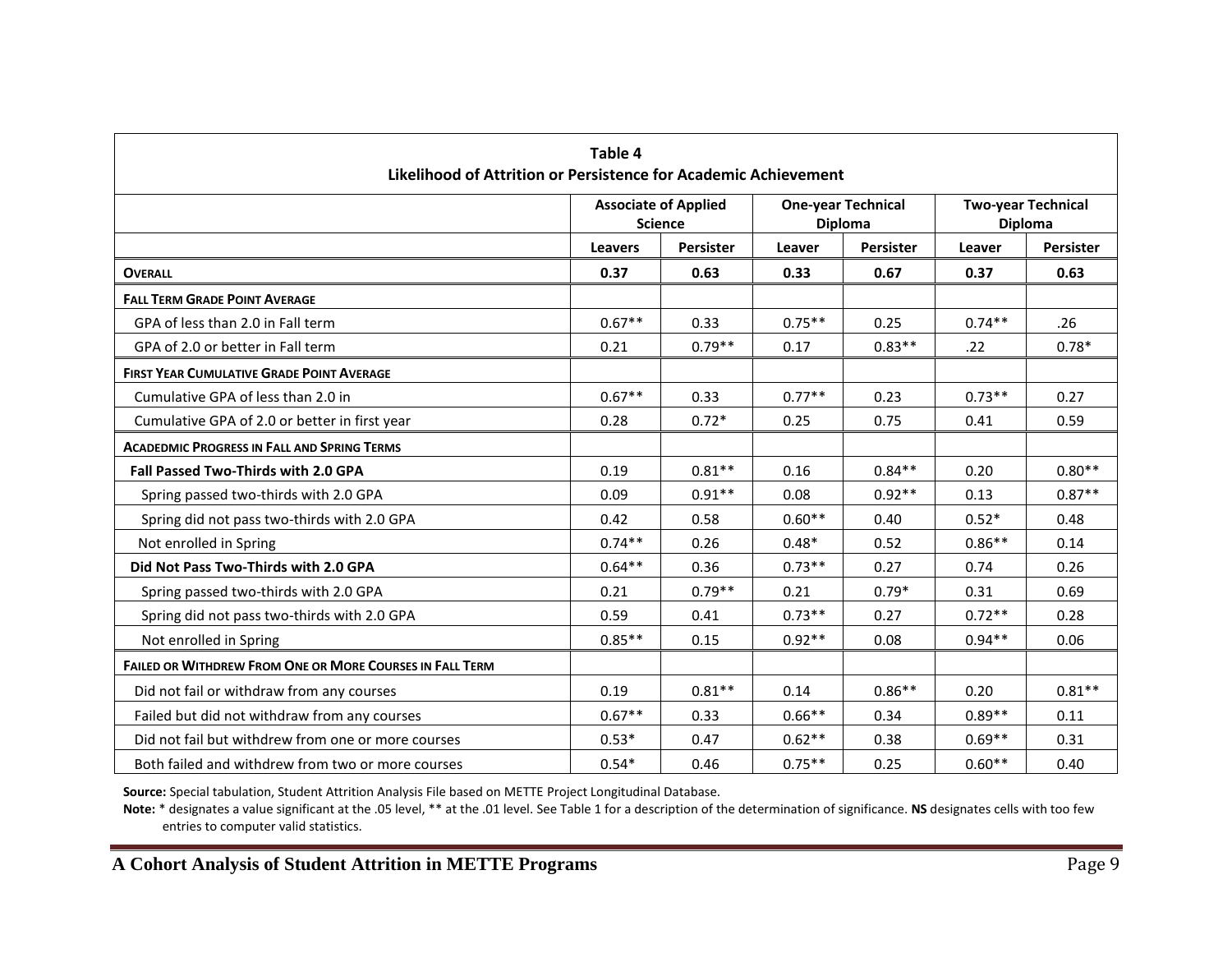**Table 4**
**Likelihood of Attrition or Persistence for Academic Achievement**

| | Associate of Applied Science | | One-year Technical Diploma | | Two-year Technical Diploma | |
|---|---|---|---|---|---|---|
| | **Leavers** | **Persister** | **Leaver** | **Persister** | **Leaver** | **Persister** |
| **OVERALL** | **0.37** | **0.63** | **0.33** | **0.67** | **0.37** | **0.63** |
| **FALL TERM GRADE POINT AVERAGE** | | | | | | |
| GPA of less than 2.0 in Fall term | 0.67** | 0.33 | 0.75** | 0.25 | 0.74** | .26 |
| GPA of 2.0 or better in Fall term | 0.21 | 0.79** | 0.17 | 0.83** | .22 | 0.78* |
| **FIRST YEAR CUMULATIVE GRADE POINT AVERAGE** | | | | | | |
| Cumulative GPA of less than 2.0 in | 0.67** | 0.33 | 0.77** | 0.23 | 0.73** | 0.27 |
| Cumulative GPA of 2.0 or better in first year | 0.28 | 0.72* | 0.25 | 0.75 | 0.41 | 0.59 |
| **ACADEDMIC PROGRESS IN FALL AND SPRING TERMS** | | | | | | |
| **Fall Passed Two-Thirds with 2.0 GPA** | 0.19 | 0.81** | 0.16 | 0.84** | 0.20 | 0.80** |
| Spring passed two-thirds with 2.0 GPA | 0.09 | 0.91** | 0.08 | 0.92** | 0.13 | 0.87** |
| Spring did not pass two-thirds with 2.0 GPA | 0.42 | 0.58 | 0.60** | 0.40 | 0.52* | 0.48 |
| Not enrolled in Spring | 0.74** | 0.26 | 0.48* | 0.52 | 0.86** | 0.14 |
| **Did Not Pass Two-Thirds with 2.0 GPA** | 0.64** | 0.36 | 0.73** | 0.27 | 0.74 | 0.26 |
| Spring passed two-thirds with 2.0 GPA | 0.21 | 0.79** | 0.21 | 0.79* | 0.31 | 0.69 |
| Spring did not pass two-thirds with 2.0 GPA | 0.59 | 0.41 | 0.73** | 0.27 | 0.72** | 0.28 |
| Not enrolled in Spring | 0.85** | 0.15 | 0.92** | 0.08 | 0.94** | 0.06 |
| **FAILED OR WITHDREW FROM ONE OR MORE COURSES IN FALL TERM** | | | | | | |
| Did not fail or withdraw from any courses | 0.19 | 0.81** | 0.14 | 0.86** | 0.20 | 0.81** |
| Failed but did not withdraw from any courses | 0.67** | 0.33 | 0.66** | 0.34 | 0.89** | 0.11 |
| Did not fail but withdrew from one or more courses | 0.53* | 0.47 | 0.62** | 0.38 | 0.69** | 0.31 |
| Both failed and withdrew from two or more courses | 0.54* | 0.46 | 0.75** | 0.25 | 0.60** | 0.40 |

**Source:** Special tabulation, Student Attrition Analysis File based on METTE Project Longitudinal Database.

**Note:** * designates a value significant at the .05 level, ** at the .01 level. See Table 1 for a description of the determination of significance. **NS** designates cells with too few entries to computer valid statistics.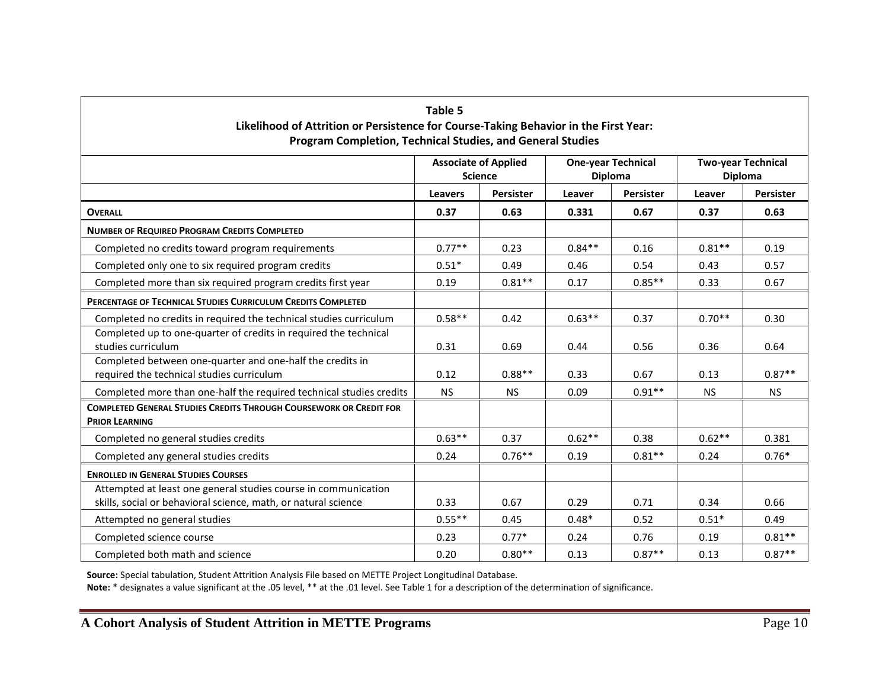**Table 5**
**Likelihood of Attrition or Persistence for Course-Taking Behavior in the First Year: Program Completion, Technical Studies, and General Studies**

| | Associate of Applied Science | | One-year Technical Diploma | | Two-year Technical Diploma | |
|---|---|---|---|---|---|---|
| | **Leavers** | **Persister** | **Leaver** | **Persister** | **Leaver** | **Persister** |
| **OVERALL** | **0.37** | **0.63** | **0.331** | **0.67** | **0.37** | **0.63** |
| **NUMBER OF REQUIRED PROGRAM CREDITS COMPLETED** | | | | | | |
| Completed no credits toward program requirements | 0.77** | 0.23 | 0.84** | 0.16 | 0.81** | 0.19 |
| Completed only one to six required program credits | 0.51* | 0.49 | 0.46 | 0.54 | 0.43 | 0.57 |
| Completed more than six required program credits first year | 0.19 | 0.81** | 0.17 | 0.85** | 0.33 | 0.67 |
| **PERCENTAGE OF TECHNICAL STUDIES CURRICULUM CREDITS COMPLETED** | | | | | | |
| Completed no credits in required the technical studies curriculum | 0.58** | 0.42 | 0.63** | 0.37 | 0.70** | 0.30 |
| Completed up to one-quarter of credits in required the technical studies curriculum | 0.31 | 0.69 | 0.44 | 0.56 | 0.36 | 0.64 |
| Completed between one-quarter and one-half the credits in required the technical studies curriculum | 0.12 | 0.88** | 0.33 | 0.67 | 0.13 | 0.87** |
| Completed more than one-half the required technical studies credits | NS | NS | 0.09 | 0.91** | NS | NS |
| **COMPLETED GENERAL STUDIES CREDITS THROUGH COURSEWORK OR CREDIT FOR PRIOR LEARNING** | | | | | | |
| Completed no general studies credits | 0.63** | 0.37 | 0.62** | 0.38 | 0.62** | 0.381 |
| Completed any general studies credits | 0.24 | 0.76** | 0.19 | 0.81** | 0.24 | 0.76* |
| **ENROLLED IN GENERAL STUDIES COURSES** | | | | | | |
| Attempted at least one general studies course in communication skills, social or behavioral science, math, or natural science | 0.33 | 0.67 | 0.29 | 0.71 | 0.34 | 0.66 |
| Attempted no general studies | 0.55** | 0.45 | 0.48* | 0.52 | 0.51* | 0.49 |
| Completed science course | 0.23 | 0.77* | 0.24 | 0.76 | 0.19 | 0.81** |
| Completed both math and science | 0.20 | 0.80** | 0.13 | 0.87** | 0.13 | 0.87** |

**Source:** Special tabulation, Student Attrition Analysis File based on METTE Project Longitudinal Database.

**Note:** * designates a value significant at the .05 level, ** at the .01 level. See Table 1 for a description of the determination of significance.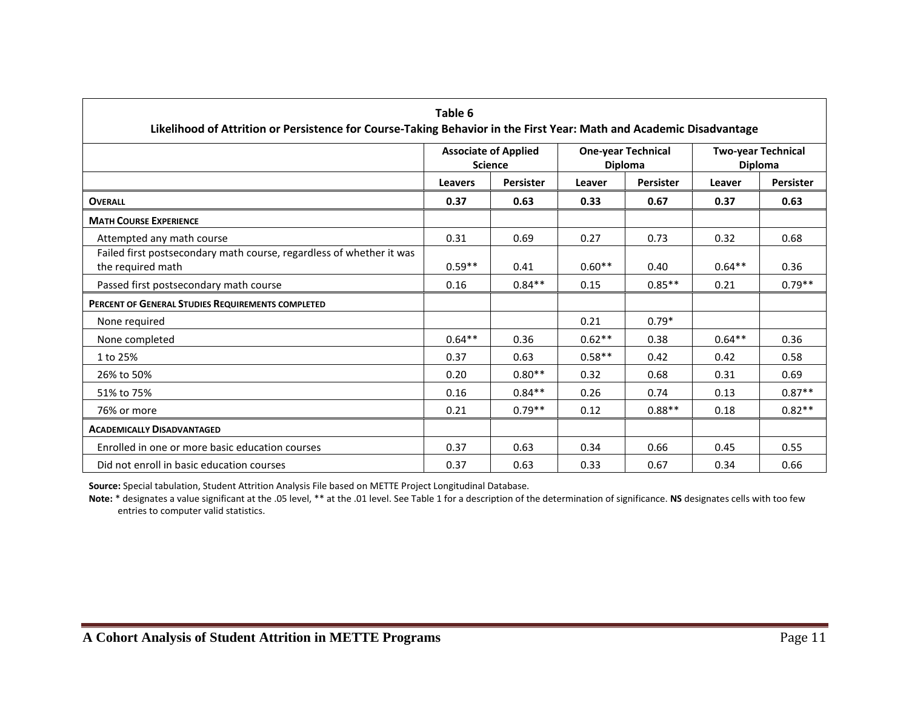**Table 6**
**Likelihood of Attrition or Persistence for Course-Taking Behavior in the First Year: Math and Academic Disadvantage**

| | Associate of Applied Science | | One-year Technical Diploma | | Two-year Technical Diploma | |
|---|---|---|---|---|---|---|
| | **Leavers** | **Persister** | **Leaver** | **Persister** | **Leaver** | **Persister** |
| **OVERALL** | **0.37** | **0.63** | **0.33** | **0.67** | **0.37** | **0.63** |
| **MATH COURSE EXPERIENCE** | | | | | | |
| Attempted any math course | 0.31 | 0.69 | 0.27 | 0.73 | 0.32 | 0.68 |
| Failed first postsecondary math course, regardless of whether it was the required math | 0.59** | 0.41 | 0.60** | 0.40 | 0.64** | 0.36 |
| Passed first postsecondary math course | 0.16 | 0.84** | 0.15 | 0.85** | 0.21 | 0.79** |
| **PERCENT OF GENERAL STUDIES REQUIREMENTS COMPLETED** | | | | | | |
| None required | | | 0.21 | 0.79* | | |
| None completed | 0.64** | 0.36 | 0.62** | 0.38 | 0.64** | 0.36 |
| 1 to 25% | 0.37 | 0.63 | 0.58** | 0.42 | 0.42 | 0.58 |
| 26% to 50% | 0.20 | 0.80** | 0.32 | 0.68 | 0.31 | 0.69 |
| 51% to 75% | 0.16 | 0.84** | 0.26 | 0.74 | 0.13 | 0.87** |
| 76% or more | 0.21 | 0.79** | 0.12 | 0.88** | 0.18 | 0.82** |
| **ACADEMICALLY DISADVANTAGED** | | | | | | |
| Enrolled in one or more basic education courses | 0.37 | 0.63 | 0.34 | 0.66 | 0.45 | 0.55 |
| Did not enroll in basic education courses | 0.37 | 0.63 | 0.33 | 0.67 | 0.34 | 0.66 |

**Source:** Special tabulation, Student Attrition Analysis File based on METTE Project Longitudinal Database.

**Note:** * designates a value significant at the .05 level, ** at the .01 level. See Table 1 for a description of the determination of significance. **NS** designates cells with too few entries to computer valid statistics.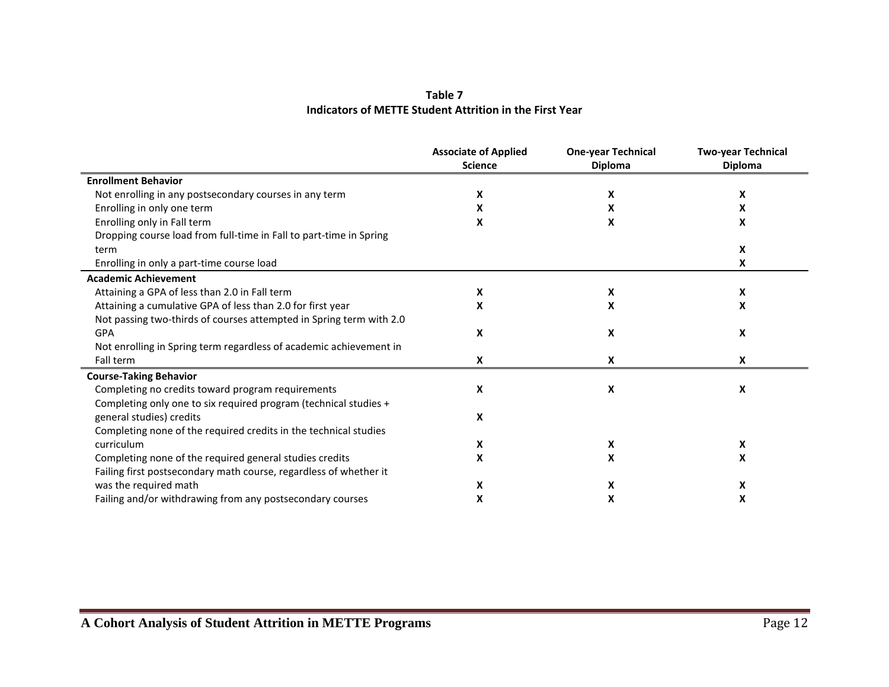**Table 7**
**Indicators of METTE Student Attrition in the First Year**

| | Associate of Applied Science | One-year Technical Diploma | Two-year Technical Diploma |
|---|---|---|---|
| **Enrollment Behavior** | | | |
| Not enrolling in any postsecondary courses in any term | X | X | X |
| Enrolling in only one term | X | X | X |
| Enrolling only in Fall term | X | X | X |
| Dropping course load from full-time in Fall to part-time in Spring term | | | X |
| Enrolling in only a part-time course load | | | X |
| **Academic Achievement** | | | |
| Attaining a GPA of less than 2.0 in Fall term | X | X | X |
| Attaining a cumulative GPA of less than 2.0 for first year | X | X | X |
| Not passing two-thirds of courses attempted in Spring term with 2.0 GPA | X | X | X |
| Not enrolling in Spring term regardless of academic achievement in Fall term | X | X | X |
| **Course-Taking Behavior** | | | |
| Completing no credits toward program requirements | X | X | X |
| Completing only one to six required program (technical studies + general studies) credits | X | | |
| Completing none of the required credits in the technical studies curriculum | X | X | X |
| Completing none of the required general studies credits | X | X | X |
| Failing first postsecondary math course, regardless of whether it was the required math | X | X | X |
| Failing and/or withdrawing from any postsecondary courses | X | X | X |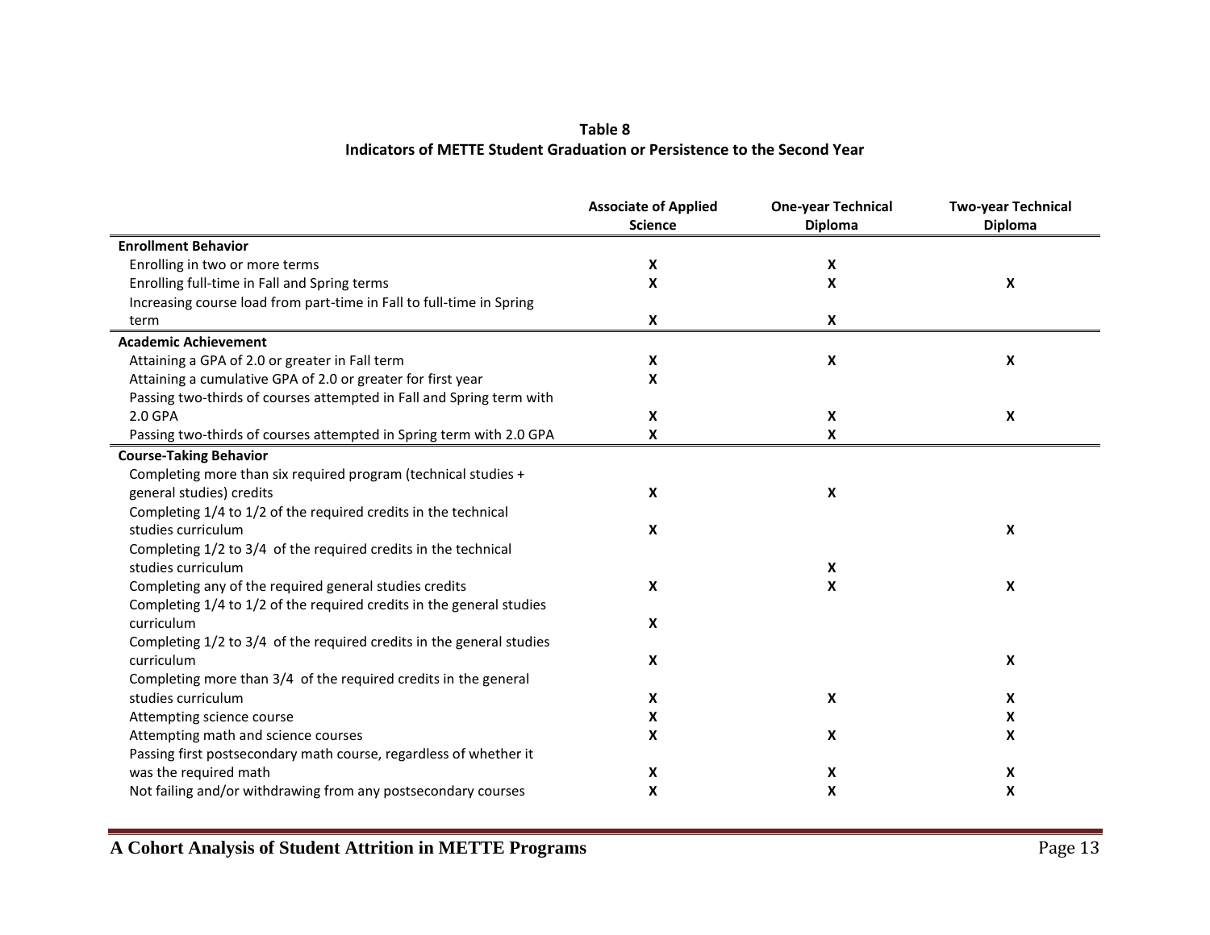**Table 8**
**Indicators of METTE Student Graduation or Persistence to the Second Year**

| | Associate of Applied Science | One-year Technical Diploma | Two-year Technical Diploma |
|---|---|---|---|
| **Enrollment Behavior** | | | |
| Enrolling in two or more terms | X | X | |
| Enrolling full-time in Fall and Spring terms | X | X | X |
| Increasing course load from part-time in Fall to full-time in Spring term | X | X | |
| **Academic Achievement** | | | |
| Attaining a GPA of 2.0 or greater in Fall term | X | X | X |
| Attaining a cumulative GPA of 2.0 or greater for first year | X | | |
| Passing two-thirds of courses attempted in Fall and Spring term with 2.0 GPA | X | X | X |
| Passing two-thirds of courses attempted in Spring term with 2.0 GPA | X | X | |
| **Course-Taking Behavior** | | | |
| Completing more than six required program (technical studies + general studies) credits | X | X | |
| Completing 1/4 to 1/2 of the required credits in the technical studies curriculum | X | | X |
| Completing 1/2 to 3/4 of the required credits in the technical studies curriculum | | X | |
| Completing any of the required general studies credits | X | X | X |
| Completing 1/4 to 1/2 of the required credits in the general studies curriculum | X | | |
| Completing 1/2 to 3/4 of the required credits in the general studies curriculum | X | | X |
| Completing more than 3/4 of the required credits in the general studies curriculum | X | X | X |
| Attempting science course | X | | X |
| Attempting math and science courses | X | X | X |
| Passing first postsecondary math course, regardless of whether it was the required math | X | X | X |
| Not failing and/or withdrawing from any postsecondary courses | X | X | X |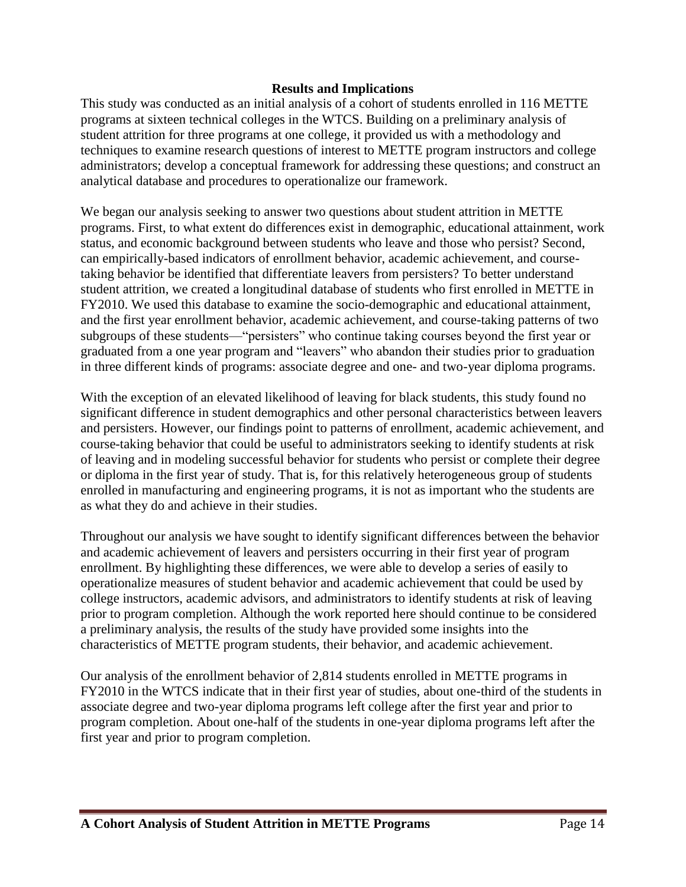## Results and Implications

This study was conducted as an initial analysis of a cohort of students enrolled in 116 METTE programs at sixteen technical colleges in the WTCS. Building on a preliminary analysis of student attrition for three programs at one college, it provided us with a methodology and techniques to examine research questions of interest to METTE program instructors and college administrators; develop a conceptual framework for addressing these questions; and construct an analytical database and procedures to operationalize our framework.

We began our analysis seeking to answer two questions about student attrition in METTE programs. First, to what extent do differences exist in demographic, educational attainment, work status, and economic background between students who leave and those who persist? Second, can empirically-based indicators of enrollment behavior, academic achievement, and course-taking behavior be identified that differentiate leavers from persisters? To better understand student attrition, we created a longitudinal database of students who first enrolled in METTE in FY2010. We used this database to examine the socio-demographic and educational attainment, and the first year enrollment behavior, academic achievement, and course-taking patterns of two subgroups of these students—"persisters" who continue taking courses beyond the first year or graduated from a one year program and "leavers" who abandon their studies prior to graduation in three different kinds of programs: associate degree and one- and two-year diploma programs.

With the exception of an elevated likelihood of leaving for black students, this study found no significant difference in student demographics and other personal characteristics between leavers and persisters. However, our findings point to patterns of enrollment, academic achievement, and course-taking behavior that could be useful to administrators seeking to identify students at risk of leaving and in modeling successful behavior for students who persist or complete their degree or diploma in the first year of study. That is, for this relatively heterogeneous group of students enrolled in manufacturing and engineering programs, it is not as important who the students are as what they do and achieve in their studies.

Throughout our analysis we have sought to identify significant differences between the behavior and academic achievement of leavers and persisters occurring in their first year of program enrollment. By highlighting these differences, we were able to develop a series of easily to operationalize measures of student behavior and academic achievement that could be used by college instructors, academic advisors, and administrators to identify students at risk of leaving prior to program completion. Although the work reported here should continue to be considered a preliminary analysis, the results of the study have provided some insights into the characteristics of METTE program students, their behavior, and academic achievement.

Our analysis of the enrollment behavior of 2,814 students enrolled in METTE programs in FY2010 in the WTCS indicate that in their first year of studies, about one-third of the students in associate degree and two-year diploma programs left college after the first year and prior to program completion. About one-half of the students in one-year diploma programs left after the first year and prior to program completion.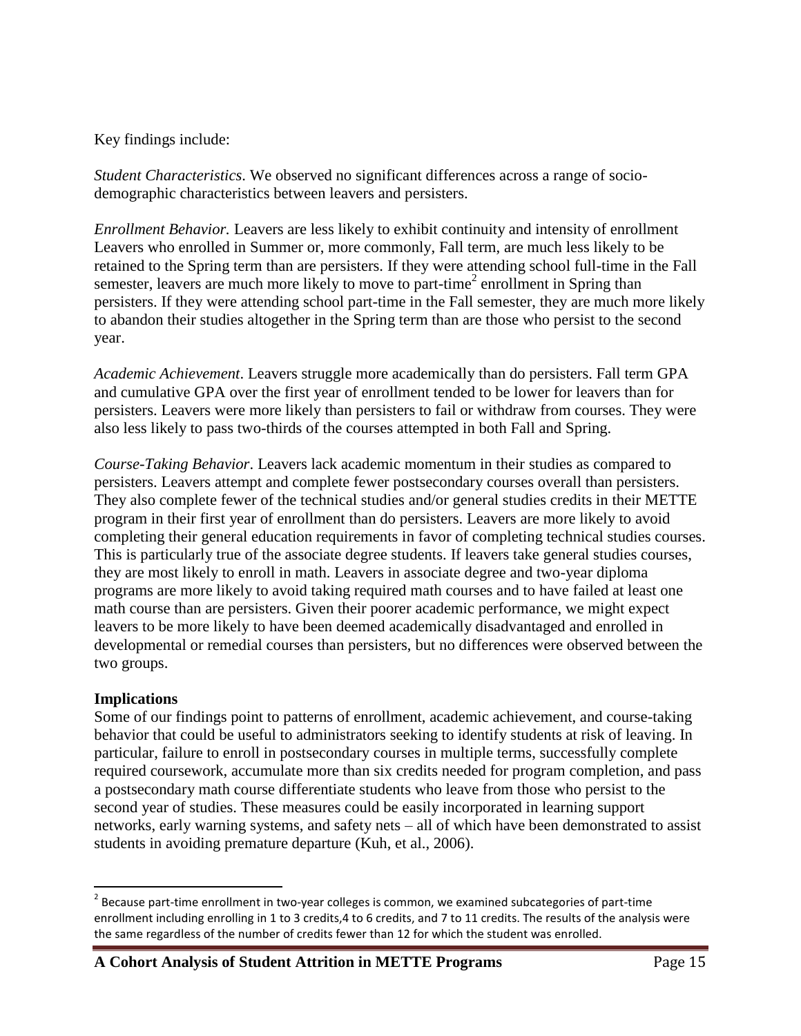Key findings include:

*Student Characteristics*. We observed no significant differences across a range of socio-demographic characteristics between leavers and persisters.

*Enrollment Behavior.* Leavers are less likely to exhibit continuity and intensity of enrollment Leavers who enrolled in Summer or, more commonly, Fall term, are much less likely to be retained to the Spring term than are persisters. If they were attending school full-time in the Fall semester, leavers are much more likely to move to part-time[2] enrollment in Spring than persisters. If they were attending school part-time in the Fall semester, they are much more likely to abandon their studies altogether in the Spring term than are those who persist to the second year.

*Academic Achievement*. Leavers struggle more academically than do persisters. Fall term GPA and cumulative GPA over the first year of enrollment tended to be lower for leavers than for persisters. Leavers were more likely than persisters to fail or withdraw from courses. They were also less likely to pass two-thirds of the courses attempted in both Fall and Spring.

*Course-Taking Behavior*. Leavers lack academic momentum in their studies as compared to persisters. Leavers attempt and complete fewer postsecondary courses overall than persisters. They also complete fewer of the technical studies and/or general studies credits in their METTE program in their first year of enrollment than do persisters. Leavers are more likely to avoid completing their general education requirements in favor of completing technical studies courses. This is particularly true of the associate degree students. If leavers take general studies courses, they are most likely to enroll in math. Leavers in associate degree and two-year diploma programs are more likely to avoid taking required math courses and to have failed at least one math course than are persisters. Given their poorer academic performance, we might expect leavers to be more likely to have been deemed academically disadvantaged and enrolled in developmental or remedial courses than persisters, but no differences were observed between the two groups.

**Implications**

Some of our findings point to patterns of enrollment, academic achievement, and course-taking behavior that could be useful to administrators seeking to identify students at risk of leaving. In particular, failure to enroll in postsecondary courses in multiple terms, successfully complete required coursework, accumulate more than six credits needed for program completion, and pass a postsecondary math course differentiate students who leave from those who persist to the second year of studies. These measures could be easily incorporated in learning support networks, early warning systems, and safety nets – all of which have been demonstrated to assist students in avoiding premature departure (Kuh, et al., 2006).

[2] Because part-time enrollment in two-year colleges is common, we examined subcategories of part-time enrollment including enrolling in 1 to 3 credits,4 to 6 credits, and 7 to 11 credits. The results of the analysis were the same regardless of the number of credits fewer than 12 for which the student was enrolled.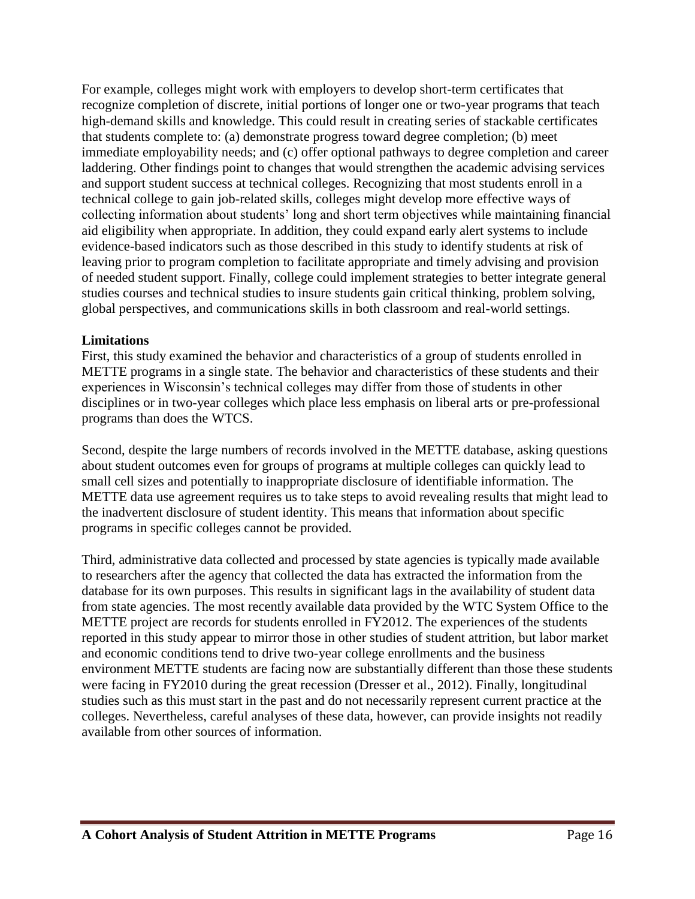For example, colleges might work with employers to develop short-term certificates that recognize completion of discrete, initial portions of longer one or two-year programs that teach high-demand skills and knowledge. This could result in creating series of stackable certificates that students complete to: (a) demonstrate progress toward degree completion; (b) meet immediate employability needs; and (c) offer optional pathways to degree completion and career laddering. Other findings point to changes that would strengthen the academic advising services and support student success at technical colleges. Recognizing that most students enroll in a technical college to gain job-related skills, colleges might develop more effective ways of collecting information about students' long and short term objectives while maintaining financial aid eligibility when appropriate. In addition, they could expand early alert systems to include evidence-based indicators such as those described in this study to identify students at risk of leaving prior to program completion to facilitate appropriate and timely advising and provision of needed student support. Finally, college could implement strategies to better integrate general studies courses and technical studies to insure students gain critical thinking, problem solving, global perspectives, and communications skills in both classroom and real-world settings.

**Limitations**

First, this study examined the behavior and characteristics of a group of students enrolled in METTE programs in a single state. The behavior and characteristics of these students and their experiences in Wisconsin's technical colleges may differ from those of students in other disciplines or in two-year colleges which place less emphasis on liberal arts or pre-professional programs than does the WTCS.

Second, despite the large numbers of records involved in the METTE database, asking questions about student outcomes even for groups of programs at multiple colleges can quickly lead to small cell sizes and potentially to inappropriate disclosure of identifiable information. The METTE data use agreement requires us to take steps to avoid revealing results that might lead to the inadvertent disclosure of student identity. This means that information about specific programs in specific colleges cannot be provided.

Third, administrative data collected and processed by state agencies is typically made available to researchers after the agency that collected the data has extracted the information from the database for its own purposes. This results in significant lags in the availability of student data from state agencies. The most recently available data provided by the WTC System Office to the METTE project are records for students enrolled in FY2012. The experiences of the students reported in this study appear to mirror those in other studies of student attrition, but labor market and economic conditions tend to drive two-year college enrollments and the business environment METTE students are facing now are substantially different than those these students were facing in FY2010 during the great recession (Dresser et al., 2012). Finally, longitudinal studies such as this must start in the past and do not necessarily represent current practice at the colleges. Nevertheless, careful analyses of these data, however, can provide insights not readily available from other sources of information.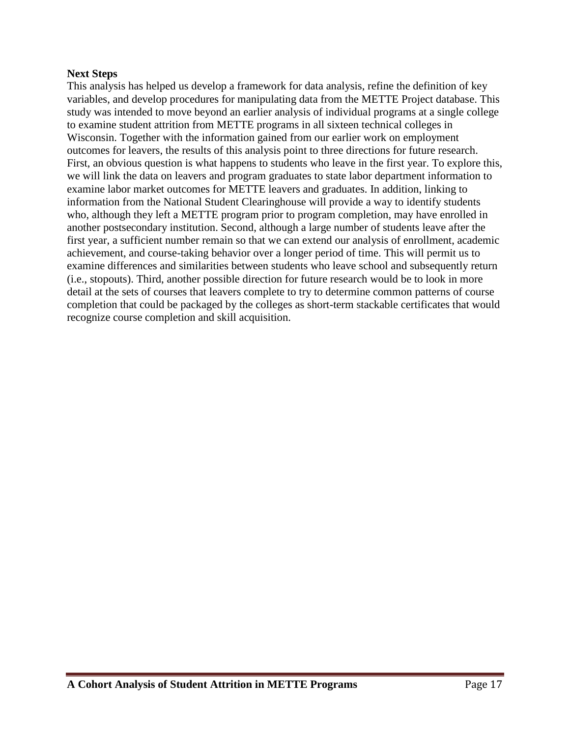**Next Steps**

This analysis has helped us develop a framework for data analysis, refine the definition of key variables, and develop procedures for manipulating data from the METTE Project database. This study was intended to move beyond an earlier analysis of individual programs at a single college to examine student attrition from METTE programs in all sixteen technical colleges in Wisconsin. Together with the information gained from our earlier work on employment outcomes for leavers, the results of this analysis point to three directions for future research. First, an obvious question is what happens to students who leave in the first year. To explore this, we will link the data on leavers and program graduates to state labor department information to examine labor market outcomes for METTE leavers and graduates. In addition, linking to information from the National Student Clearinghouse will provide a way to identify students who, although they left a METTE program prior to program completion, may have enrolled in another postsecondary institution. Second, although a large number of students leave after the first year, a sufficient number remain so that we can extend our analysis of enrollment, academic achievement, and course-taking behavior over a longer period of time. This will permit us to examine differences and similarities between students who leave school and subsequently return (i.e., stopouts). Third, another possible direction for future research would be to look in more detail at the sets of courses that leavers complete to try to determine common patterns of course completion that could be packaged by the colleges as short-term stackable certificates that would recognize course completion and skill acquisition.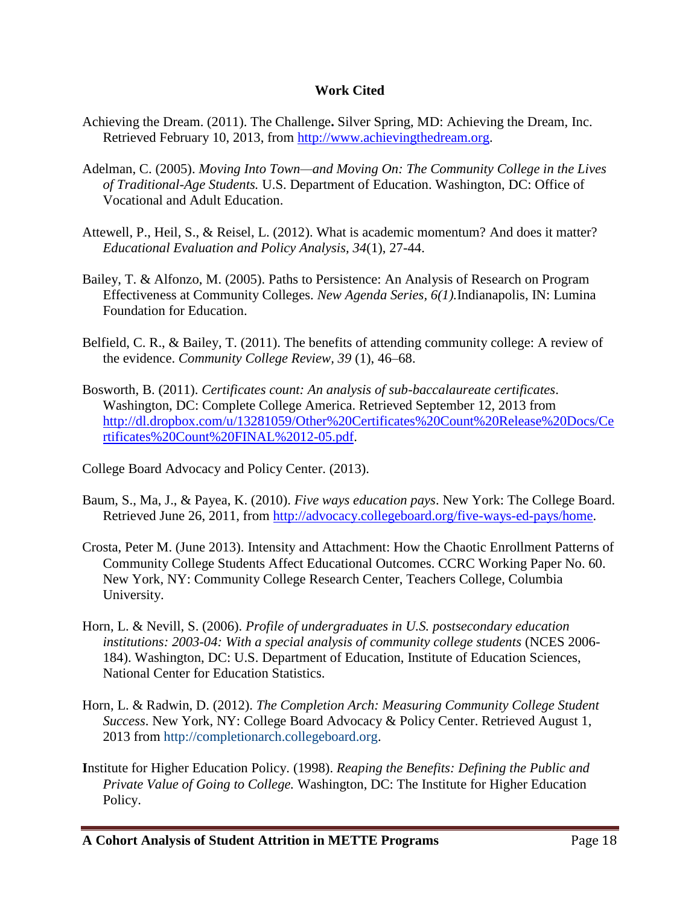## Work Cited

Achieving the Dream. (2011). The Challenge**.** Silver Spring, MD: Achieving the Dream, Inc. Retrieved February 10, 2013, from http://www.achievingthedream.org.

Adelman, C. (2005). *Moving Into Town—and Moving On: The Community College in the Lives of Traditional-Age Students.* U.S. Department of Education. Washington, DC: Office of Vocational and Adult Education.

Attewell, P., Heil, S., & Reisel, L. (2012). What is academic momentum? And does it matter? *Educational Evaluation and Policy Analysis, 34*(1), 27-44.

Bailey, T. & Alfonzo, M. (2005). Paths to Persistence: An Analysis of Research on Program Effectiveness at Community Colleges. *New Agenda Series, 6(1).*Indianapolis, IN: Lumina Foundation for Education.

Belfield, C. R., & Bailey, T. (2011). The benefits of attending community college: A review of the evidence. *Community College Review, 39* (1), 46–68.

Bosworth, B. (2011). *Certificates count: An analysis of sub-baccalaureate certificates*. Washington, DC: Complete College America. Retrieved September 12, 2013 from http://dl.dropbox.com/u/13281059/Other%20Certificates%20Count%20Release%20Docs/Certificates%20Count%20FINAL%2012-05.pdf.

College Board Advocacy and Policy Center. (2013).

Baum, S., Ma, J., & Payea, K. (2010). *Five ways education pays*. New York: The College Board. Retrieved June 26, 2011, from http://advocacy.collegeboard.org/five-ways-ed-pays/home.

Crosta, Peter M. (June 2013). Intensity and Attachment: How the Chaotic Enrollment Patterns of Community College Students Affect Educational Outcomes. CCRC Working Paper No. 60. New York, NY: Community College Research Center, Teachers College, Columbia University.

Horn, L. & Nevill, S. (2006). *Profile of undergraduates in U.S. postsecondary education institutions: 2003-04: With a special analysis of community college students* (NCES 2006-184). Washington, DC: U.S. Department of Education, Institute of Education Sciences, National Center for Education Statistics.

Horn, L. & Radwin, D. (2012). *The Completion Arch: Measuring Community College Student Success*. New York, NY: College Board Advocacy & Policy Center. Retrieved August 1, 2013 from http://completionarch.collegeboard.org.

**I**nstitute for Higher Education Policy. (1998). *Reaping the Benefits: Defining the Public and Private Value of Going to College.* Washington, DC: The Institute for Higher Education Policy.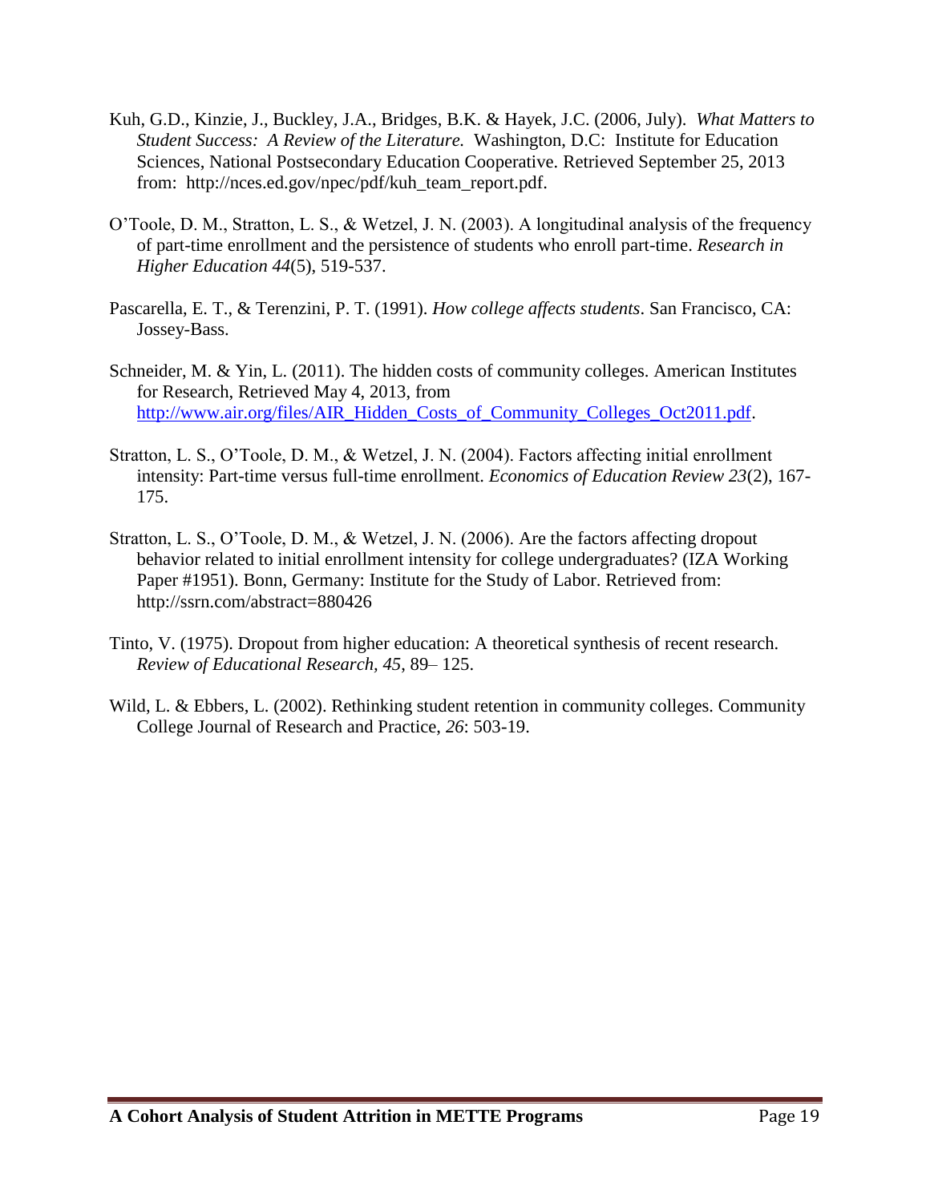Kuh, G.D., Kinzie, J., Buckley, J.A., Bridges, B.K. & Hayek, J.C. (2006, July). *What Matters to Student Success: A Review of the Literature.* Washington, D.C: Institute for Education Sciences, National Postsecondary Education Cooperative. Retrieved September 25, 2013 from: http://nces.ed.gov/npec/pdf/kuh_team_report.pdf.

O'Toole, D. M., Stratton, L. S., & Wetzel, J. N. (2003). A longitudinal analysis of the frequency of part-time enrollment and the persistence of students who enroll part-time. *Research in Higher Education 44*(5), 519-537.

Pascarella, E. T., & Terenzini, P. T. (1991). *How college affects students*. San Francisco, CA: Jossey-Bass.

Schneider, M. & Yin, L. (2011). The hidden costs of community colleges. American Institutes for Research, Retrieved May 4, 2013, from http://www.air.org/files/AIR_Hidden_Costs_of_Community_Colleges_Oct2011.pdf.

Stratton, L. S., O'Toole, D. M., & Wetzel, J. N. (2004). Factors affecting initial enrollment intensity: Part-time versus full-time enrollment. *Economics of Education Review 23*(2), 167-175.

Stratton, L. S., O'Toole, D. M., & Wetzel, J. N. (2006). Are the factors affecting dropout behavior related to initial enrollment intensity for college undergraduates? (IZA Working Paper #1951). Bonn, Germany: Institute for the Study of Labor. Retrieved from: http://ssrn.com/abstract=880426

Tinto, V. (1975). Dropout from higher education: A theoretical synthesis of recent research. *Review of Educational Research, 45*, 89– 125.

Wild, L. & Ebbers, L. (2002). Rethinking student retention in community colleges. Community College Journal of Research and Practice, *26*: 503-19.